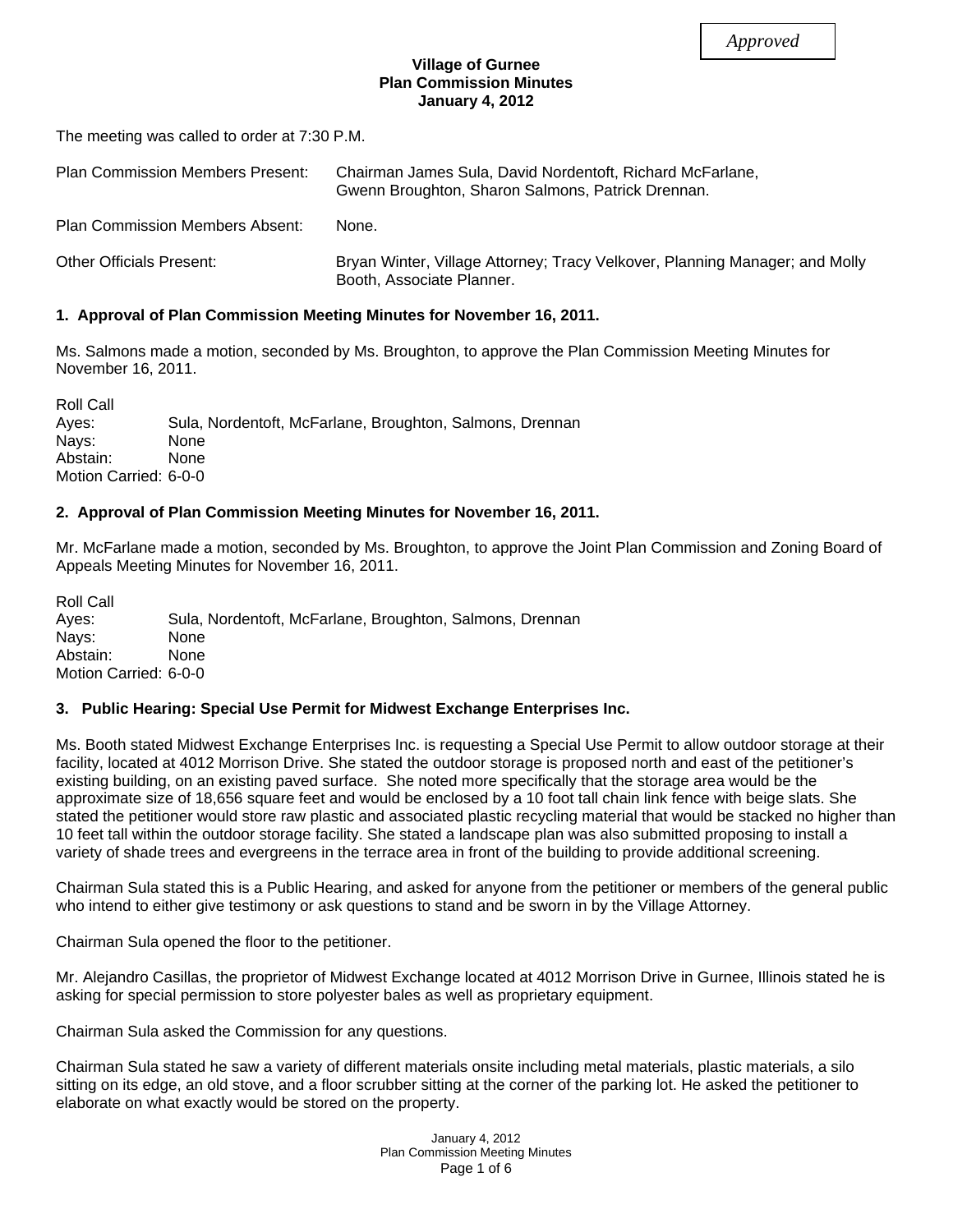*Approved*

**Village of Gurnee**
**Plan Commission Minutes**
**January 4, 2012**

The meeting was called to order at 7:30 P.M.

| | |
|---|---|
| Plan Commission Members Present: | Chairman James Sula, David Nordentoft, Richard McFarlane, Gwenn Broughton, Sharon Salmons, Patrick Drennan. |
| Plan Commission Members Absent: | None. |
| Other Officials Present: | Bryan Winter, Village Attorney; Tracy Velkover, Planning Manager; and Molly Booth, Associate Planner. |

### 1. Approval of Plan Commission Meeting Minutes for November 16, 2011.

Ms. Salmons made a motion, seconded by Ms. Broughton, to approve the Plan Commission Meeting Minutes for November 16, 2011.

Roll Call
Ayes: Sula, Nordentoft, McFarlane, Broughton, Salmons, Drennan
Nays: None
Abstain: None
Motion Carried: 6-0-0

### 2. Approval of Plan Commission Meeting Minutes for November 16, 2011.

Mr. McFarlane made a motion, seconded by Ms. Broughton, to approve the Joint Plan Commission and Zoning Board of Appeals Meeting Minutes for November 16, 2011.

Roll Call
Ayes: Sula, Nordentoft, McFarlane, Broughton, Salmons, Drennan
Nays: None
Abstain: None
Motion Carried: 6-0-0

### 3. Public Hearing: Special Use Permit for Midwest Exchange Enterprises Inc.

Ms. Booth stated Midwest Exchange Enterprises Inc. is requesting a Special Use Permit to allow outdoor storage at their facility, located at 4012 Morrison Drive. She stated the outdoor storage is proposed north and east of the petitioner's existing building, on an existing paved surface. She noted more specifically that the storage area would be the approximate size of 18,656 square feet and would be enclosed by a 10 foot tall chain link fence with beige slats. She stated the petitioner would store raw plastic and associated plastic recycling material that would be stacked no higher than 10 feet tall within the outdoor storage facility. She stated a landscape plan was also submitted proposing to install a variety of shade trees and evergreens in the terrace area in front of the building to provide additional screening.

Chairman Sula stated this is a Public Hearing, and asked for anyone from the petitioner or members of the general public who intend to either give testimony or ask questions to stand and be sworn in by the Village Attorney.

Chairman Sula opened the floor to the petitioner.

Mr. Alejandro Casillas, the proprietor of Midwest Exchange located at 4012 Morrison Drive in Gurnee, Illinois stated he is asking for special permission to store polyester bales as well as proprietary equipment.

Chairman Sula asked the Commission for any questions.

Chairman Sula stated he saw a variety of different materials onsite including metal materials, plastic materials, a silo sitting on its edge, an old stove, and a floor scrubber sitting at the corner of the parking lot. He asked the petitioner to elaborate on what exactly would be stored on the property.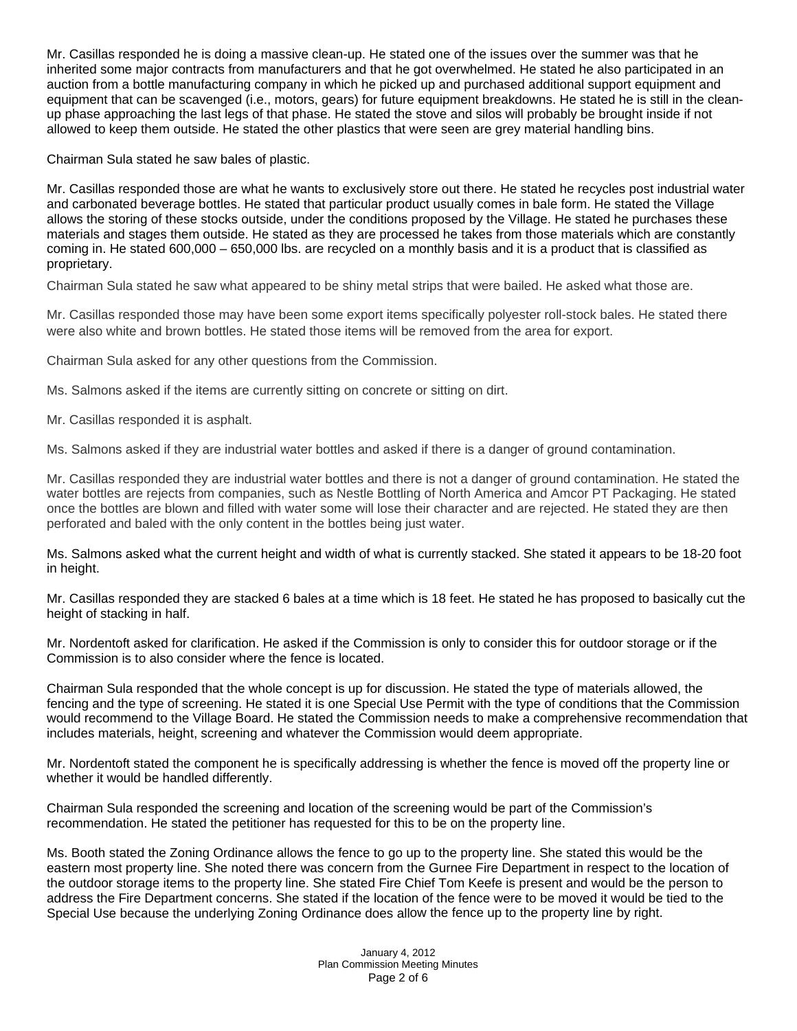Mr. Casillas responded he is doing a massive clean-up. He stated one of the issues over the summer was that he inherited some major contracts from manufacturers and that he got overwhelmed. He stated he also participated in an auction from a bottle manufacturing company in which he picked up and purchased additional support equipment and equipment that can be scavenged (i.e., motors, gears) for future equipment breakdowns. He stated he is still in the clean-up phase approaching the last legs of that phase. He stated the stove and silos will probably be brought inside if not allowed to keep them outside. He stated the other plastics that were seen are grey material handling bins.

Chairman Sula stated he saw bales of plastic.

Mr. Casillas responded those are what he wants to exclusively store out there. He stated he recycles post industrial water and carbonated beverage bottles. He stated that particular product usually comes in bale form. He stated the Village allows the storing of these stocks outside, under the conditions proposed by the Village. He stated he purchases these materials and stages them outside. He stated as they are processed he takes from those materials which are constantly coming in. He stated 600,000 – 650,000 lbs. are recycled on a monthly basis and it is a product that is classified as proprietary.

Chairman Sula stated he saw what appeared to be shiny metal strips that were bailed. He asked what those are.

Mr. Casillas responded those may have been some export items specifically polyester roll-stock bales. He stated there were also white and brown bottles. He stated those items will be removed from the area for export.

Chairman Sula asked for any other questions from the Commission.

Ms. Salmons asked if the items are currently sitting on concrete or sitting on dirt.

Mr. Casillas responded it is asphalt.

Ms. Salmons asked if they are industrial water bottles and asked if there is a danger of ground contamination.

Mr. Casillas responded they are industrial water bottles and there is not a danger of ground contamination. He stated the water bottles are rejects from companies, such as Nestle Bottling of North America and Amcor PT Packaging. He stated once the bottles are blown and filled with water some will lose their character and are rejected. He stated they are then perforated and baled with the only content in the bottles being just water.

Ms. Salmons asked what the current height and width of what is currently stacked. She stated it appears to be 18-20 foot in height.

Mr. Casillas responded they are stacked 6 bales at a time which is 18 feet. He stated he has proposed to basically cut the height of stacking in half.

Mr. Nordentoft asked for clarification. He asked if the Commission is only to consider this for outdoor storage or if the Commission is to also consider where the fence is located.

Chairman Sula responded that the whole concept is up for discussion. He stated the type of materials allowed, the fencing and the type of screening. He stated it is one Special Use Permit with the type of conditions that the Commission would recommend to the Village Board. He stated the Commission needs to make a comprehensive recommendation that includes materials, height, screening and whatever the Commission would deem appropriate.

Mr. Nordentoft stated the component he is specifically addressing is whether the fence is moved off the property line or whether it would be handled differently.

Chairman Sula responded the screening and location of the screening would be part of the Commission's recommendation. He stated the petitioner has requested for this to be on the property line.

Ms. Booth stated the Zoning Ordinance allows the fence to go up to the property line. She stated this would be the eastern most property line. She noted there was concern from the Gurnee Fire Department in respect to the location of the outdoor storage items to the property line. She stated Fire Chief Tom Keefe is present and would be the person to address the Fire Department concerns. She stated if the location of the fence were to be moved it would be tied to the Special Use because the underlying Zoning Ordinance does allow the fence up to the property line by right.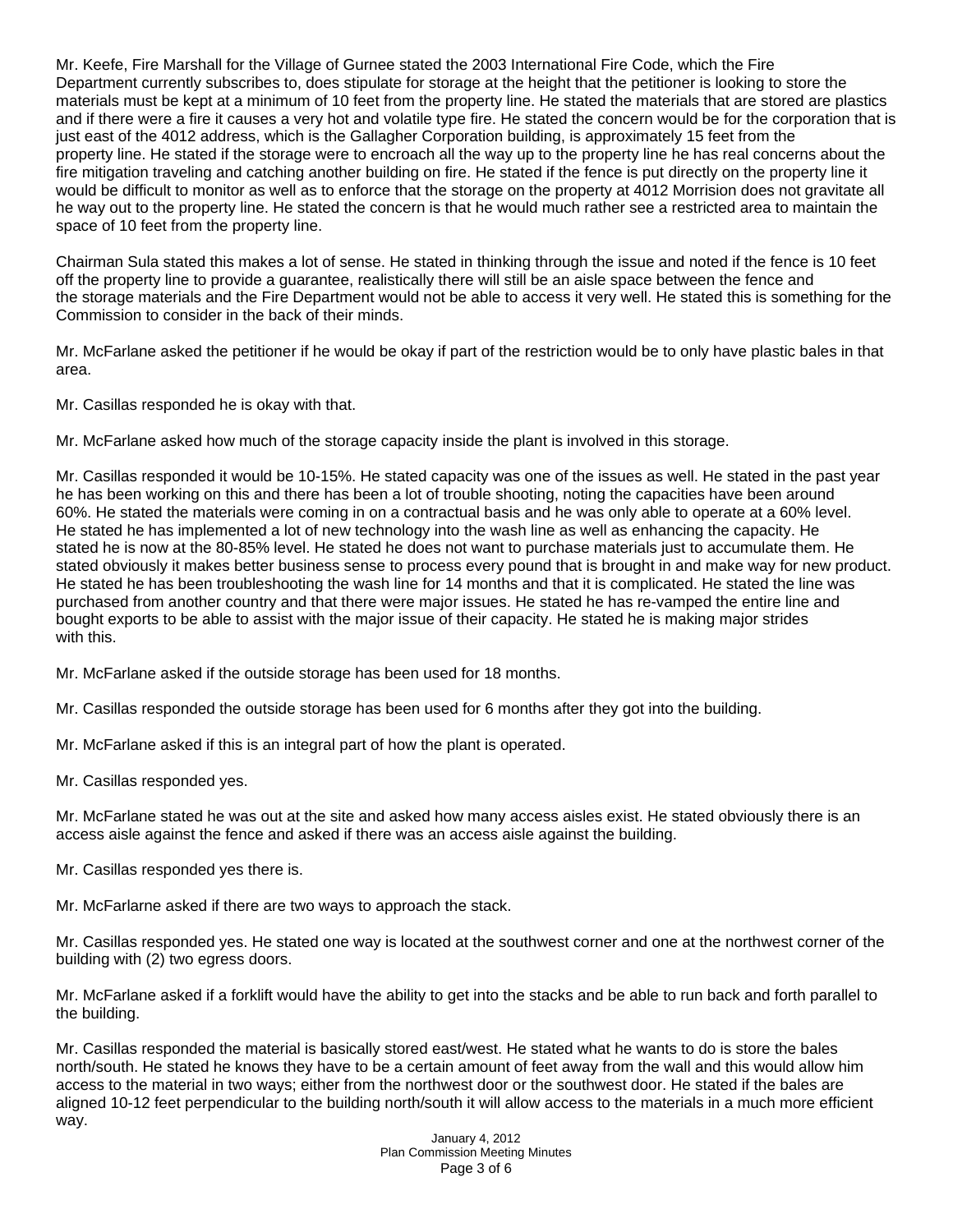Mr. Keefe, Fire Marshall for the Village of Gurnee stated the 2003 International Fire Code, which the Fire Department currently subscribes to, does stipulate for storage at the height that the petitioner is looking to store the materials must be kept at a minimum of 10 feet from the property line. He stated the materials that are stored are plastics and if there were a fire it causes a very hot and volatile type fire. He stated the concern would be for the corporation that is just east of the 4012 address, which is the Gallagher Corporation building, is approximately 15 feet from the property line. He stated if the storage were to encroach all the way up to the property line he has real concerns about the fire mitigation traveling and catching another building on fire. He stated if the fence is put directly on the property line it would be difficult to monitor as well as to enforce that the storage on the property at 4012 Morrision does not gravitate all he way out to the property line. He stated the concern is that he would much rather see a restricted area to maintain the space of 10 feet from the property line.

Chairman Sula stated this makes a lot of sense. He stated in thinking through the issue and noted if the fence is 10 feet off the property line to provide a guarantee, realistically there will still be an aisle space between the fence and the storage materials and the Fire Department would not be able to access it very well. He stated this is something for the Commission to consider in the back of their minds.

Mr. McFarlane asked the petitioner if he would be okay if part of the restriction would be to only have plastic bales in that area.

Mr. Casillas responded he is okay with that.

Mr. McFarlane asked how much of the storage capacity inside the plant is involved in this storage.

Mr. Casillas responded it would be 10-15%. He stated capacity was one of the issues as well. He stated in the past year he has been working on this and there has been a lot of trouble shooting, noting the capacities have been around 60%. He stated the materials were coming in on a contractual basis and he was only able to operate at a 60% level. He stated he has implemented a lot of new technology into the wash line as well as enhancing the capacity. He stated he is now at the 80-85% level. He stated he does not want to purchase materials just to accumulate them. He stated obviously it makes better business sense to process every pound that is brought in and make way for new product. He stated he has been troubleshooting the wash line for 14 months and that it is complicated. He stated the line was purchased from another country and that there were major issues. He stated he has re-vamped the entire line and bought exports to be able to assist with the major issue of their capacity. He stated he is making major strides with this.

Mr. McFarlane asked if the outside storage has been used for 18 months.

Mr. Casillas responded the outside storage has been used for 6 months after they got into the building.

Mr. McFarlane asked if this is an integral part of how the plant is operated.

Mr. Casillas responded yes.

Mr. McFarlane stated he was out at the site and asked how many access aisles exist. He stated obviously there is an access aisle against the fence and asked if there was an access aisle against the building.

Mr. Casillas responded yes there is.

Mr. McFarlarne asked if there are two ways to approach the stack.

Mr. Casillas responded yes. He stated one way is located at the southwest corner and one at the northwest corner of the building with (2) two egress doors.

Mr. McFarlane asked if a forklift would have the ability to get into the stacks and be able to run back and forth parallel to the building.

Mr. Casillas responded the material is basically stored east/west. He stated what he wants to do is store the bales north/south. He stated he knows they have to be a certain amount of feet away from the wall and this would allow him access to the material in two ways; either from the northwest door or the southwest door. He stated if the bales are aligned 10-12 feet perpendicular to the building north/south it will allow access to the materials in a much more efficient way.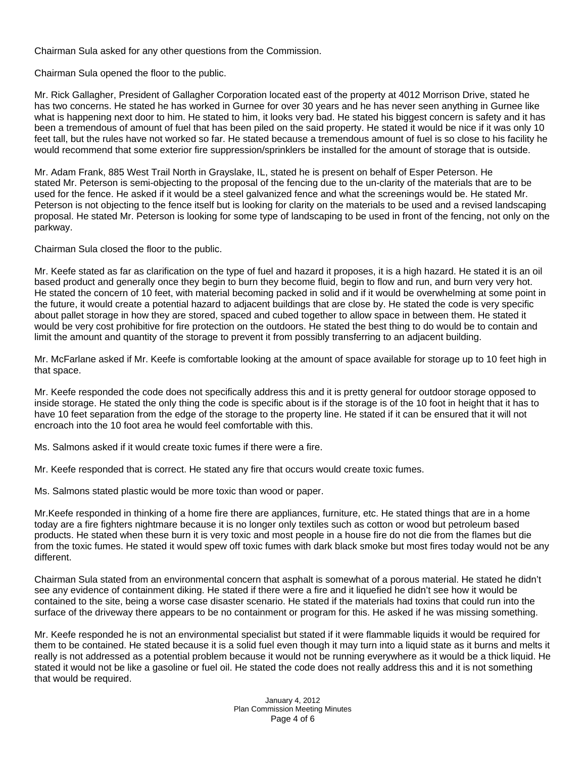Chairman Sula asked for any other questions from the Commission.

Chairman Sula opened the floor to the public.

Mr. Rick Gallagher, President of Gallagher Corporation located east of the property at 4012 Morrison Drive, stated he has two concerns. He stated he has worked in Gurnee for over 30 years and he has never seen anything in Gurnee like what is happening next door to him. He stated to him, it looks very bad. He stated his biggest concern is safety and it has been a tremendous of amount of fuel that has been piled on the said property. He stated it would be nice if it was only 10 feet tall, but the rules have not worked so far. He stated because a tremendous amount of fuel is so close to his facility he would recommend that some exterior fire suppression/sprinklers be installed for the amount of storage that is outside.

Mr. Adam Frank, 885 West Trail North in Grayslake, IL, stated he is present on behalf of Esper Peterson. He stated Mr. Peterson is semi-objecting to the proposal of the fencing due to the un-clarity of the materials that are to be used for the fence. He asked if it would be a steel galvanized fence and what the screenings would be. He stated Mr. Peterson is not objecting to the fence itself but is looking for clarity on the materials to be used and a revised landscaping proposal. He stated Mr. Peterson is looking for some type of landscaping to be used in front of the fencing, not only on the parkway.

Chairman Sula closed the floor to the public.

Mr. Keefe stated as far as clarification on the type of fuel and hazard it proposes, it is a high hazard. He stated it is an oil based product and generally once they begin to burn they become fluid, begin to flow and run, and burn very very hot. He stated the concern of 10 feet, with material becoming packed in solid and if it would be overwhelming at some point in the future, it would create a potential hazard to adjacent buildings that are close by. He stated the code is very specific about pallet storage in how they are stored, spaced and cubed together to allow space in between them. He stated it would be very cost prohibitive for fire protection on the outdoors. He stated the best thing to do would be to contain and limit the amount and quantity of the storage to prevent it from possibly transferring to an adjacent building.

Mr. McFarlane asked if Mr. Keefe is comfortable looking at the amount of space available for storage up to 10 feet high in that space.

Mr. Keefe responded the code does not specifically address this and it is pretty general for outdoor storage opposed to inside storage. He stated the only thing the code is specific about is if the storage is of the 10 foot in height that it has to have 10 feet separation from the edge of the storage to the property line. He stated if it can be ensured that it will not encroach into the 10 foot area he would feel comfortable with this.

Ms. Salmons asked if it would create toxic fumes if there were a fire.

Mr. Keefe responded that is correct. He stated any fire that occurs would create toxic fumes.

Ms. Salmons stated plastic would be more toxic than wood or paper.

Mr.Keefe responded in thinking of a home fire there are appliances, furniture, etc. He stated things that are in a home today are a fire fighters nightmare because it is no longer only textiles such as cotton or wood but petroleum based products. He stated when these burn it is very toxic and most people in a house fire do not die from the flames but die from the toxic fumes. He stated it would spew off toxic fumes with dark black smoke but most fires today would not be any different.

Chairman Sula stated from an environmental concern that asphalt is somewhat of a porous material. He stated he didn't see any evidence of containment diking. He stated if there were a fire and it liquefied he didn't see how it would be contained to the site, being a worse case disaster scenario. He stated if the materials had toxins that could run into the surface of the driveway there appears to be no containment or program for this. He asked if he was missing something.

Mr. Keefe responded he is not an environmental specialist but stated if it were flammable liquids it would be required for them to be contained. He stated because it is a solid fuel even though it may turn into a liquid state as it burns and melts it really is not addressed as a potential problem because it would not be running everywhere as it would be a thick liquid. He stated it would not be like a gasoline or fuel oil. He stated the code does not really address this and it is not something that would be required.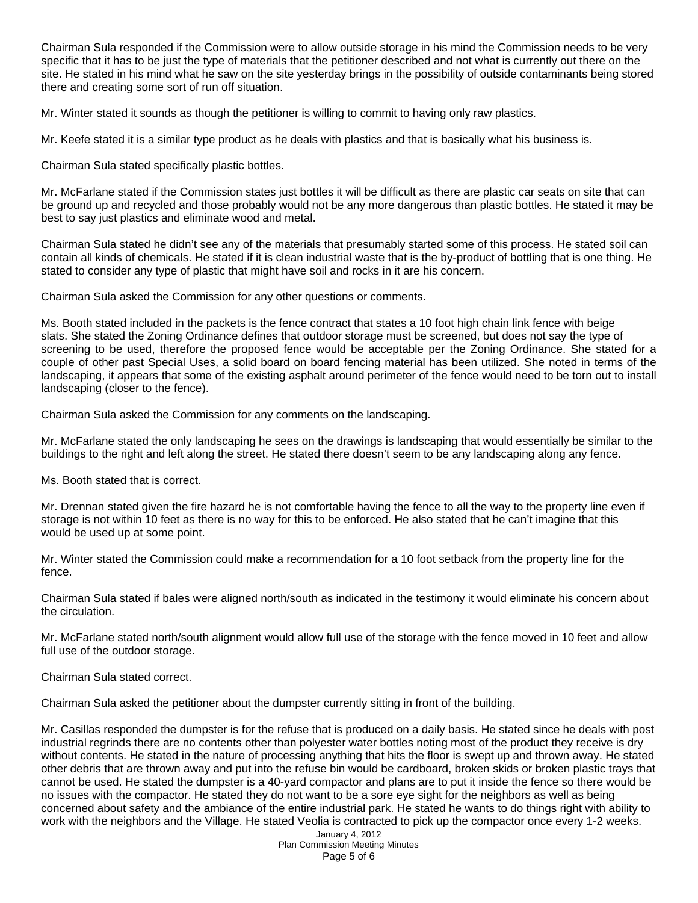Chairman Sula responded if the Commission were to allow outside storage in his mind the Commission needs to be very specific that it has to be just the type of materials that the petitioner described and not what is currently out there on the site. He stated in his mind what he saw on the site yesterday brings in the possibility of outside contaminants being stored there and creating some sort of run off situation.

Mr. Winter stated it sounds as though the petitioner is willing to commit to having only raw plastics.

Mr. Keefe stated it is a similar type product as he deals with plastics and that is basically what his business is.

Chairman Sula stated specifically plastic bottles.

Mr. McFarlane stated if the Commission states just bottles it will be difficult as there are plastic car seats on site that can be ground up and recycled and those probably would not be any more dangerous than plastic bottles. He stated it may be best to say just plastics and eliminate wood and metal.

Chairman Sula stated he didn't see any of the materials that presumably started some of this process. He stated soil can contain all kinds of chemicals. He stated if it is clean industrial waste that is the by-product of bottling that is one thing. He stated to consider any type of plastic that might have soil and rocks in it are his concern.

Chairman Sula asked the Commission for any other questions or comments.

Ms. Booth stated included in the packets is the fence contract that states a 10 foot high chain link fence with beige slats. She stated the Zoning Ordinance defines that outdoor storage must be screened, but does not say the type of screening to be used, therefore the proposed fence would be acceptable per the Zoning Ordinance. She stated for a couple of other past Special Uses, a solid board on board fencing material has been utilized. She noted in terms of the landscaping, it appears that some of the existing asphalt around perimeter of the fence would need to be torn out to install landscaping (closer to the fence).

Chairman Sula asked the Commission for any comments on the landscaping.

Mr. McFarlane stated the only landscaping he sees on the drawings is landscaping that would essentially be similar to the buildings to the right and left along the street. He stated there doesn't seem to be any landscaping along any fence.

Ms. Booth stated that is correct.

Mr. Drennan stated given the fire hazard he is not comfortable having the fence to all the way to the property line even if storage is not within 10 feet as there is no way for this to be enforced. He also stated that he can't imagine that this would be used up at some point.

Mr. Winter stated the Commission could make a recommendation for a 10 foot setback from the property line for the fence.

Chairman Sula stated if bales were aligned north/south as indicated in the testimony it would eliminate his concern about the circulation.

Mr. McFarlane stated north/south alignment would allow full use of the storage with the fence moved in 10 feet and allow full use of the outdoor storage.

Chairman Sula stated correct.

Chairman Sula asked the petitioner about the dumpster currently sitting in front of the building.

Mr. Casillas responded the dumpster is for the refuse that is produced on a daily basis. He stated since he deals with post industrial regrinds there are no contents other than polyester water bottles noting most of the product they receive is dry without contents. He stated in the nature of processing anything that hits the floor is swept up and thrown away. He stated other debris that are thrown away and put into the refuse bin would be cardboard, broken skids or broken plastic trays that cannot be used. He stated the dumpster is a 40-yard compactor and plans are to put it inside the fence so there would be no issues with the compactor. He stated they do not want to be a sore eye sight for the neighbors as well as being concerned about safety and the ambiance of the entire industrial park. He stated he wants to do things right with ability to work with the neighbors and the Village. He stated Veolia is contracted to pick up the compactor once every 1-2 weeks.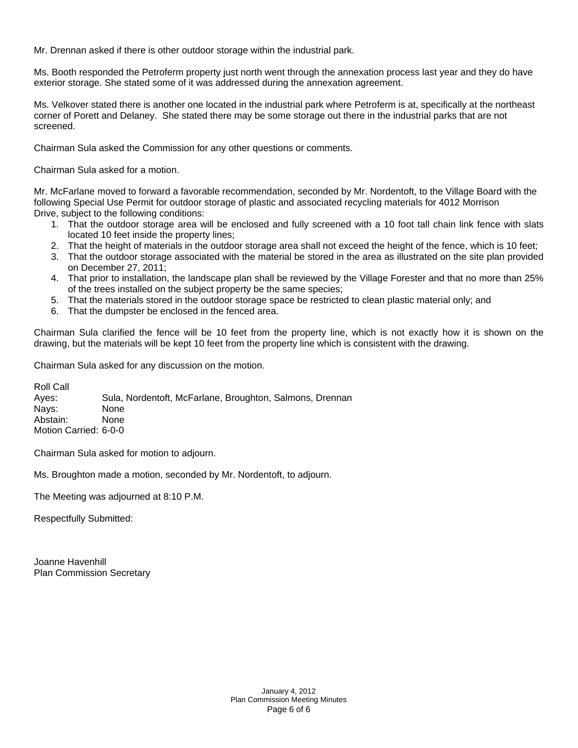Mr. Drennan asked if there is other outdoor storage within the industrial park.

Ms. Booth responded the Petroferm property just north went through the annexation process last year and they do have exterior storage. She stated some of it was addressed during the annexation agreement.

Ms. Velkover stated there is another one located in the industrial park where Petroferm is at, specifically at the northeast corner of Porett and Delaney. She stated there may be some storage out there in the industrial parks that are not screened.

Chairman Sula asked the Commission for any other questions or comments.

Chairman Sula asked for a motion.

Mr. McFarlane moved to forward a favorable recommendation, seconded by Mr. Nordentoft, to the Village Board with the following Special Use Permit for outdoor storage of plastic and associated recycling materials for 4012 Morrison Drive, subject to the following conditions:

1. That the outdoor storage area will be enclosed and fully screened with a 10 foot tall chain link fence with slats located 10 feet inside the property lines;
2. That the height of materials in the outdoor storage area shall not exceed the height of the fence, which is 10 feet;
3. That the outdoor storage associated with the material be stored in the area as illustrated on the site plan provided on December 27, 2011;
4. That prior to installation, the landscape plan shall be reviewed by the Village Forester and that no more than 25% of the trees installed on the subject property be the same species;
5. That the materials stored in the outdoor storage space be restricted to clean plastic material only; and
6. That the dumpster be enclosed in the fenced area.

Chairman Sula clarified the fence will be 10 feet from the property line, which is not exactly how it is shown on the drawing, but the materials will be kept 10 feet from the property line which is consistent with the drawing.

Chairman Sula asked for any discussion on the motion.

Roll Call
Ayes: Sula, Nordentoft, McFarlane, Broughton, Salmons, Drennan
Nays: None
Abstain: None
Motion Carried: 6-0-0

Chairman Sula asked for motion to adjourn.

Ms. Broughton made a motion, seconded by Mr. Nordentoft, to adjourn.

The Meeting was adjourned at 8:10 P.M.

Respectfully Submitted:

Joanne Havenhill
Plan Commission Secretary